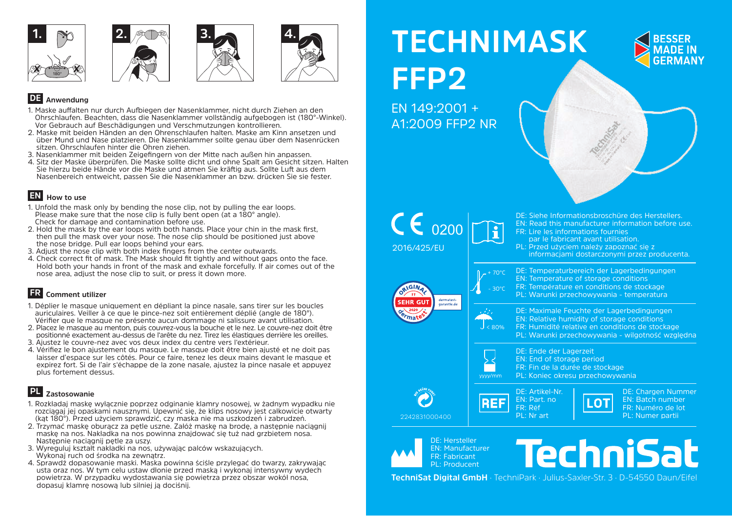1. 2. 3. 4.

## DE Anwendung

1. Maske auffalten nur durch Aufbiegen der Nasenklammer, nicht durch Ziehen an den Ohrschlaufen. Beachten, dass die Nasenklammer vollständig aufgebogen ist (180°-Winkel). Vor Gebrauch auf Beschädigungen und Verschmutzungen kontrollieren.
2. Maske mit beiden Händen an den Ohrenschlaufen halten. Maske am Kinn ansetzen und über Mund und Nase platzieren. Die Nasenklammer sollte genau über dem Nasenrücken sitzen. Ohrschlaufen hinter die Ohren ziehen.
3. Nasenklammer mit beiden Zeigefingern von der Mitte nach außen hin anpassen.
4. Sitz der Maske überprüfen. Die Maske sollte dicht und ohne Spalt am Gesicht sitzen. Halten Sie hierzu beide Hände vor die Maske und atmen Sie kräftig aus. Sollte Luft aus dem Nasenbereich entweicht, passen Sie die Nasenklammer an bzw. drücken Sie sie fester.

## EN How to use

1. Unfold the mask only by bending the nose clip, not by pulling the ear loops. Please make sure that the nose clip is fully bent open (at a 180° angle). Check for damage and contamination before use.
2. Hold the mask by the ear loops with both hands. Place your chin in the mask first, then pull the mask over your nose. The nose clip should be positioned just above the nose bridge. Pull ear loops behind your ears.
3. Adjust the nose clip with both index fingers from the center outwards.
4. Check correct fit of mask. The Mask should fit tightly and without gaps onto the face. Hold both your hands in front of the mask and exhale forcefully. If air comes out of the nose area, adjust the nose clip to suit, or press it down more.

## FR Comment utilizer

1. Déplier le masque uniquement en dépliant la pince nasale, sans tirer sur les boucles auriculaires. Veiller à ce que le pince-nez soit entièrement déplié (angle de 180°). Vérifier que le masque ne présente aucun dommage ni salissure avant utilisation.
2. Placez le masque au menton, puis couvrez-vous la bouche et le nez. Le couvre-nez doit être positionné exactement au-dessus de l'arête du nez. Tirez les élastiques derrière les oreilles.
3. Ajustez le couvre-nez avec vos deux index du centre vers l'extérieur.
4. Vérifiez le bon ajustement du masque. Le masque doit être bien ajusté et ne doit pas laisser d'espace sur les côtés. Pour ce faire, tenez les deux mains devant le masque et expirez fort. Si de l'air s'échappe de la zone nasale, ajustez la pince nasale et appuyez plus fortement dessus.

## PL Zastosowanie

1. Rozkładaj maskę wyłącznie poprzez odginanie klamry nosowej, w żadnym wypadku nie rozciągaj jej opaskami nausznymi. Upewnić się, że klips nosowy jest całkowicie otwarty (kąt 180°). Przed użyciem sprawdzić, czy maska nie ma uszkodzeń i zabrudzeń.
2. Trzymać maskę oburącz za pętle uszne. Załóż maskę na brodę, a następnie naciągnij maskę na nos. Nakładka na nos powinna znajdować się tuż nad grzbietem nosa. Następnie naciągnij pętle za uszy.
3. Wyreguluj kształt nakładki na nos, używając palców wskazujących. Wykonaj ruch od środka na zewnątrz.
4. Sprawdź dopasowanie maski. Maska powinna ściśle przylegać do twarzy, zakrywając usta oraz nos. W tym celu ustaw dłonie przed maską i wykonaj intensywny wydech powietrza. W przypadku wydostawania się powietrza przez obszar wokół nosa, dopasuj klamrę nosową lub silniej ją dociśnij.

# TECHNIMASK FFP2

EN 149:2001 + A1:2009 FFP2 NR

BESSER MADE IN GERMANY

CE 0200

2016/425/EU

DE: Siehe Informationsbroschüre des Herstellers.
EN: Read this manufacturer information before use.
FR: Lire les informations fournies par le fabricant avant utilisation.
PL: Przed użyciem należy zapoznać się z informacjami dostarczonymi przez producenta.

ORIGINAL dermatest SEHR GUT 2020 – dermatest-garantie.de

+ 70°C / - 30°C

DE: Temperaturbereich der Lagerbedingungen
EN: Temperature of storage conditions
FR: Température en conditions de stockage
PL: Warunki przechowywania - temperatura

< 80%

DE: Maximale Feuchte der Lagerbedingungen
EN: Relative humidity of storage conditions
FR: Humidité relative en conditions de stockage
PL: Warunki przechowywania - wilgotność względna

yyyy/mm

DE: Ende der Lagerzeit
EN: End of storage period
FR: Fin de la durée de stockage
PL: Koniec okresu przechowywania

2242831000400

REF

DE: Artikel-Nr.
EN: Part. no
FR: Réf
PL: Nr art

LOT

DE: Chargen Nummer
EN: Batch number
FR: Numéro de lot
PL: Numer partii

DE: Hersteller
EN: Manufacturer
FR: Fabricant
PL: Producent

TechniSat

**TechniSat Digital GmbH** · TechniPark · Julius-Saxler-Str. 3 · D-54550 Daun/Eifel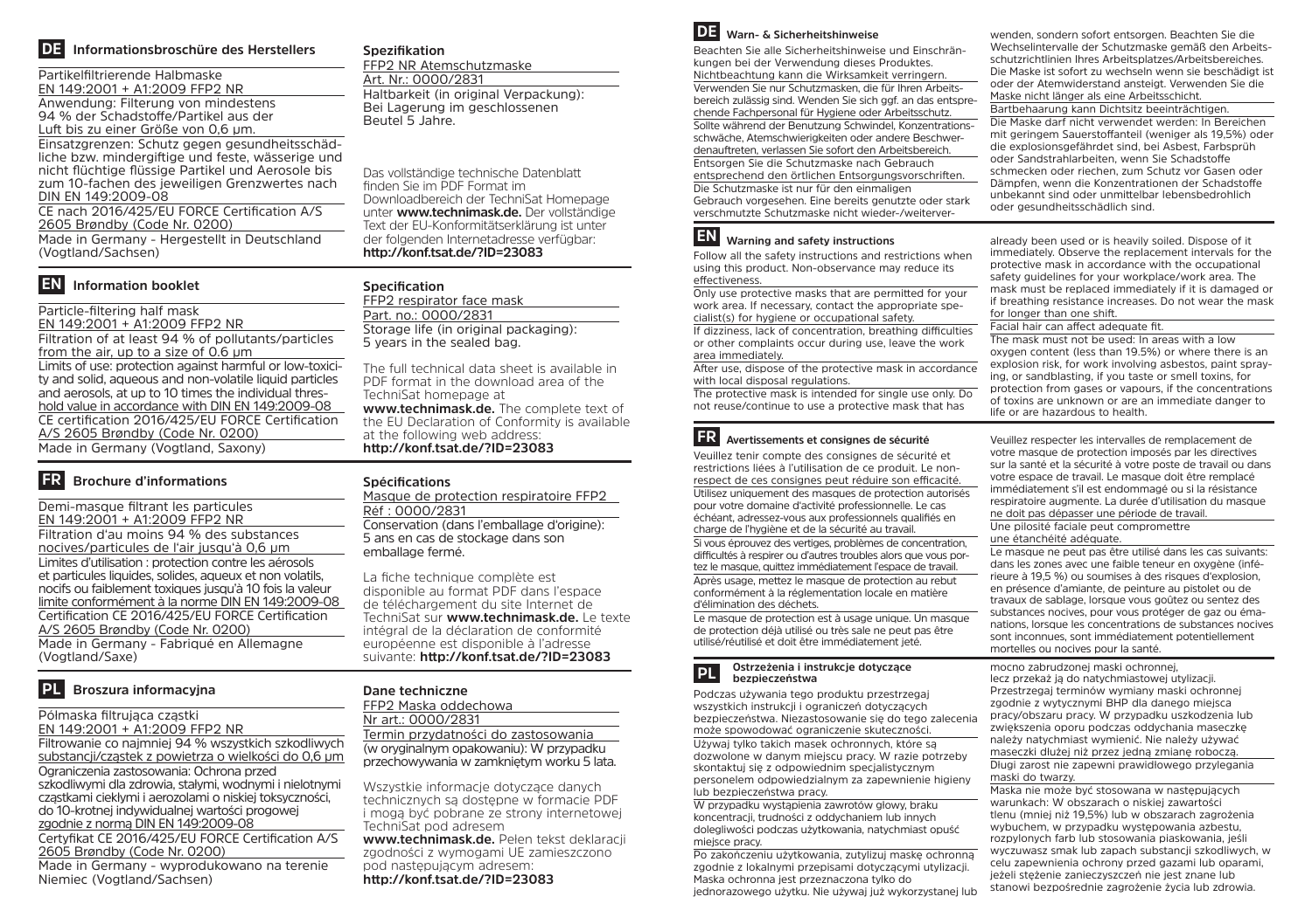## DE Informationsbroschüre des Herstellers

Partikelfiltrierende Halbmaske
EN 149:2001 + A1:2009 FFP2 NR

Anwendung: Filterung von mindestens 94 % der Schadstoffe/Partikel aus der Luft bis zu einer Größe von 0,6 µm.

Einsatzgrenzen: Schutz gegen gesundheitsschädliche bzw. mindergiftige und feste, wässerige und nicht flüchtige flüssige Partikel und Aerosole bis zum 10-fachen des jeweiligen Grenzwertes nach DIN EN 149:2009-08

CE nach 2016/425/EU FORCE Certification A/S 2605 Brøndby (Code Nr. 0200)

Made in Germany - Hergestellt in Deutschland (Vogtland/Sachsen)

**Spezifikation**

FFP2 NR Atemschutzmaske

Art. Nr.: 0000/2831

Haltbarkeit (in original Verpackung): Bei Lagerung im geschlossenen Beutel 5 Jahre.

Das vollständige technische Datenblatt finden Sie im PDF Format im Downloadbereich der TechniSat Homepage unter **www.technimask.de.** Der vollständige Text der EU-Konformitätserklärung ist unter der folgenden Internetadresse verfügbar: **http://konf.tsat.de/?ID=23083**

## EN Information booklet

Particle-filtering half mask
EN 149:2001 + A1:2009 FFP2 NR

Filtration of at least 94 % of pollutants/particles from the air, up to a size of 0.6 µm

Limits of use: protection against harmful or low-toxicity and solid, aqueous and non-volatile liquid particles and aerosols, at up to 10 times the individual threshold value in accordance with DIN EN 149:2009-08

CE certification 2016/425/EU FORCE Certification A/S 2605 Brøndby (Code Nr. 0200)

Made in Germany (Vogtland, Saxony)

**Specification**

FFP2 respirator face mask

Part. no.: 0000/2831

Storage life (in original packaging): 5 years in the sealed bag.

The full technical data sheet is available in PDF format in the download area of the TechniSat homepage at **www.technimask.de.** The complete text of the EU Declaration of Conformity is available at the following web address: **http://konf.tsat.de/?ID=23083**

## FR Brochure d'informations

Demi-masque filtrant les particules
EN 149:2001 + A1:2009 FFP2 NR

Filtration d'au moins 94 % des substances nocives/particules de l'air jusqu'à 0,6 µm

Limites d'utilisation : protection contre les aérosols et particules liquides, solides, aqueux et non volatils, nocifs ou faiblement toxiques jusqu'à 10 fois la valeur limite conformément à la norme DIN EN 149:2009-08

Certification CE 2016/425/EU FORCE Certification A/S 2605 Brøndby (Code Nr. 0200)

Made in Germany - Fabriqué en Allemagne (Vogtland/Saxe)

**Spécifications**

Masque de protection respiratoire FFP2

Réf : 0000/2831

Conservation (dans l'emballage d'origine): 5 ans en cas de stockage dans son emballage fermé.

La fiche technique complète est disponible au format PDF dans l'espace de téléchargement du site Internet de TechniSat sur **www.technimask.de.** Le texte intégral de la déclaration de conformité européenne est disponible à l'adresse suivante: **http://konf.tsat.de/?ID=23083**

## PL Broszura informacyjna

Półmaska filtrująca cząstki
EN 149:2001 + A1:2009 FFP2 NR

Filtrowanie co najmniej 94 % wszystkich szkodliwych substancji/cząstek z powietrza o wielkości do 0,6 µm

Ograniczenia zastosowania: Ochrona przed szkodliwymi dla zdrowia, stałymi, wodnymi i nielotnymi cząstkami ciekłymi i aerozolami o niskiej toksyczności, do 10-krotnej indywidualnej wartości progowej zgodnie z normą DIN EN 149:2009-08

Certyfikat CE 2016/425/EU FORCE Certification A/S 2605 Brøndby (Code Nr. 0200)

Made in Germany - wyprodukowano na terenie Niemiec (Vogtland/Sachsen)

**Dane techniczne**

FFP2 Maska oddechowa

Nr art.: 0000/2831

Termin przydatności do zastosowania (w oryginalnym opakowaniu): W przypadku przechowywania w zamkniętym worku 5 lata.

Wszystkie informacje dotyczące danych technicznych są dostępne w formacie PDF i mogą być pobrane ze strony internetowej TechniSat pod adresem **www.technimask.de.** Pełen tekst deklaracji zgodności z wymogami UE zamieszczono pod następującym adresem: **http://konf.tsat.de/?ID=23083**

## DE Warn- & Sicherheitshinweise

Beachten Sie alle Sicherheitshinweise und Einschränkungen bei der Verwendung dieses Produktes. Nichtbeachtung kann die Wirksamkeit verringern.

Verwenden Sie nur Schutzmasken, die für Ihren Arbeitsbereich zulässig sind. Wenden Sie sich ggf. an das entsprechende Fachpersonal für Hygiene oder Arbeitsschutz.

Sollte während der Benutzung Schwindel, Konzentrationsschwäche, Atemschwierigkeiten oder andere Beschwerden auftreten, verlassen Sie sofort den Arbeitsbereich.

Entsorgen Sie die Schutzmaske nach Gebrauch entsprechend den örtlichen Entsorgungsvorschriften.

Die Schutzmaske ist nur für den einmaligen Gebrauch vorgesehen. Eine bereits genutzte oder stark verschmutzte Schutzmaske nicht wieder-/weiterverwenden, sondern sofort entsorgen. Beachten Sie die Wechselintervalle der Schutzmaske gemäß den Arbeitsschutzrichtlinien Ihres Arbeitsplatzes/Arbeitsbereiches. Die Maske ist sofort zu wechseln wenn sie beschädigt ist oder der Atemwiderstand ansteigt. Verwenden Sie die Maske nicht länger als eine Arbeitsschicht.

Bartbehaarung kann Dichtsitz beeinträchtigen.

Die Maske darf nicht verwendet werden: In Bereichen mit geringem Sauerstoffanteil (weniger als 19,5%) oder die explosionsgefährdet sind, bei Asbest, Farbsprüh oder Sandstrahlarbeiten, wenn Sie Schadstoffe schmecken oder riechen, zum Schutz vor Gasen oder Dämpfen, wenn die Konzentrationen der Schadstoffe unbekannt sind oder unmittelbar lebensbedrohlich oder gesundheitsschädlich sind.

## EN Warning and safety instructions

Follow all the safety instructions and restrictions when using this product. Non-observance may reduce its effectiveness.

Only use protective masks that are permitted for your work area. If necessary, contact the appropriate specialist(s) for hygiene or occupational safety.

If dizziness, lack of concentration, breathing difficulties or other complaints occur during use, leave the work area immediately.

After use, dispose of the protective mask in accordance with local disposal regulations.

The protective mask is intended for single use only. Do not reuse/continue to use a protective mask that has already been used or is heavily soiled. Dispose of it immediately. Observe the replacement intervals for the protective mask in accordance with the occupational safety guidelines for your workplace/work area. The mask must be replaced immediately if it is damaged or if breathing resistance increases. Do not wear the mask for longer than one shift.

Facial hair can affect adequate fit.

The mask must not be used: In areas with a low oxygen content (less than 19.5%) or where there is an explosion risk, for work involving asbestos, paint spraying, or sandblasting, if you taste or smell toxins, for protection from gases or vapours, if the concentrations of toxins are unknown or are an immediate danger to life or are hazardous to health.

## FR Avertissements et consignes de sécurité

Veuillez tenir compte des consignes de sécurité et restrictions liées à l'utilisation de ce produit. Le non-respect de ces consignes peut réduire son efficacité.

Utilisez uniquement des masques de protection autorisés pour votre domaine d'activité professionnelle. Le cas échéant, adressez-vous aux professionnels qualifiés en charge de l'hygiène et de la sécurité au travail.

Si vous éprouvez des vertiges, problèmes de concentration, difficultés à respirer ou d'autres troubles alors que vous portez le masque, quittez immédiatement l'espace de travail.

Après usage, mettez le masque de protection au rebut conformément à la réglementation locale en matière d'élimination des déchets.

Le masque de protection est à usage unique. Un masque de protection déjà utilisé ou très sale ne peut pas être utilisé/réutilisé et doit être immédiatement jeté. Veuillez respecter les intervalles de remplacement de votre masque de protection imposés par les directives sur la santé et la sécurité à votre poste de travail ou dans votre espace de travail. Le masque doit être remplacé immédiatement s'il est endommagé ou si la résistance respiratoire augmente. La durée d'utilisation du masque ne doit pas dépasser une période de travail.

Une pilosité faciale peut compromettre une étanchéité adéquate.

Le masque ne peut pas être utilisé dans les cas suivants: dans les zones avec une faible teneur en oxygène (inférieure à 19,5 %) ou soumises à des risques d'explosion, en présence d'amiante, de peinture au pistolet ou de travaux de sablage, lorsque vous goûtez ou sentez des substances nocives, pour vous protéger de gaz ou émanations, lorsque les concentrations de substances nocives sont inconnues, sont immédiatement potentiellement mortelles ou nocives pour la santé.

## PL Ostrzeżenia i instrukcje dotyczące bezpieczeństwa

Podczas używania tego produktu przestrzegaj wszystkich instrukcji i ograniczeń dotyczących bezpieczeństwa. Niezastosowanie się do tego zalecenia może spowodować ograniczenie skuteczności.

Używaj tylko takich masek ochronnych, które są dozwolone w danym miejscu pracy. W razie potrzeby skontaktuj się z odpowiednim specjalistycznym personelem odpowiedzialnym za zapewnienie higieny lub bezpieczeństwa pracy.

W przypadku wystąpienia zawrotów głowy, braku koncentracji, trudności z oddychaniem lub innych dolegliwości podczas użytkowania, natychmiast opuść miejsce pracy.

Po zakończeniu użytkowania, zutylizuj maskę ochronną zgodnie z lokalnymi przepisami dotyczącymi utylizacji.

Maska ochronna jest przeznaczona tylko do jednorazowego użytku. Nie używaj już wykorzystanej lub mocno zabrudzonej maski ochronnej, lecz przekaż ją do natychmiastowej utylizacji. Przestrzegaj terminów wymiany maski ochronnej zgodnie z wytycznymi BHP dla danego miejsca pracy/obszaru pracy. W przypadku uszkodzenia lub zwiększenia oporu podczas oddychania maseczkę należy natychmiast wymienić. Nie należy używać maseczki dłużej niż przez jedną zmianę roboczą.

Długi zarost nie zapewni prawidłowego przylegania maski do twarzy.

Maska nie może być stosowana w następujących warunkach: W obszarach o niskiej zawartości tlenu (mniej niż 19,5%) lub w obszarach zagrożenia wybuchem, w przypadku występowania azbestu, rozpylonych farb lub stosowania piaskowania, jeśli wyczuwasz smak lub zapach substancji szkodliwych, w celu zapewnienia ochrony przed gazami lub oparami, jeżeli stężenie zanieczyszczeń nie jest znane lub stanowi bezpośrednie zagrożenie życia lub zdrowia.